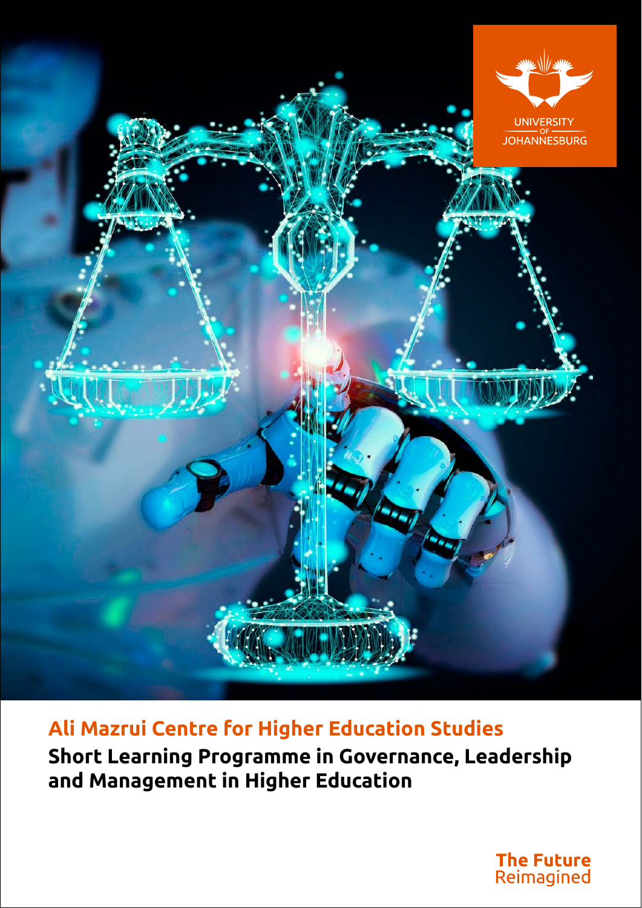UNIVERSITY OF JOHANNESBURG

## Ali Mazrui Centre for Higher Education Studies

**Short Learning Programme in Governance, Leadership and Management in Higher Education**

**The Future** Reimagined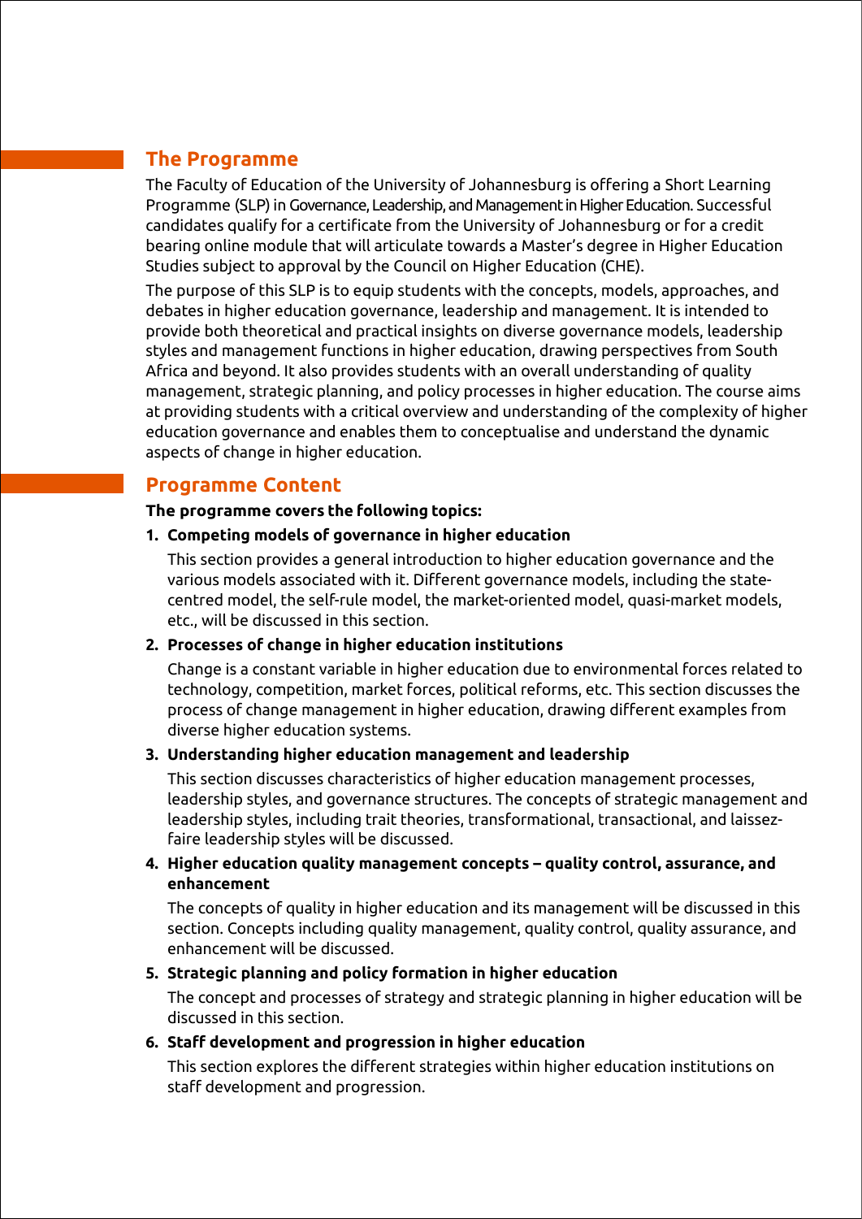## The Programme

The Faculty of Education of the University of Johannesburg is offering a Short Learning Programme (SLP) in Governance, Leadership, and Management in Higher Education. Successful candidates qualify for a certificate from the University of Johannesburg or for a credit bearing online module that will articulate towards a Master's degree in Higher Education Studies subject to approval by the Council on Higher Education (CHE).

The purpose of this SLP is to equip students with the concepts, models, approaches, and debates in higher education governance, leadership and management. It is intended to provide both theoretical and practical insights on diverse governance models, leadership styles and management functions in higher education, drawing perspectives from South Africa and beyond. It also provides students with an overall understanding of quality management, strategic planning, and policy processes in higher education. The course aims at providing students with a critical overview and understanding of the complexity of higher education governance and enables them to conceptualise and understand the dynamic aspects of change in higher education.

## Programme Content

**The programme covers the following topics:**

1. **Competing models of governance in higher education**

   This section provides a general introduction to higher education governance and the various models associated with it. Different governance models, including the state-centred model, the self-rule model, the market-oriented model, quasi-market models, etc., will be discussed in this section.

2. **Processes of change in higher education institutions**

   Change is a constant variable in higher education due to environmental forces related to technology, competition, market forces, political reforms, etc. This section discusses the process of change management in higher education, drawing different examples from diverse higher education systems.

3. **Understanding higher education management and leadership**

   This section discusses characteristics of higher education management processes, leadership styles, and governance structures. The concepts of strategic management and leadership styles, including trait theories, transformational, transactional, and laissez-faire leadership styles will be discussed.

4. **Higher education quality management concepts – quality control, assurance, and enhancement**

   The concepts of quality in higher education and its management will be discussed in this section. Concepts including quality management, quality control, quality assurance, and enhancement will be discussed.

5. **Strategic planning and policy formation in higher education**

   The concept and processes of strategy and strategic planning in higher education will be discussed in this section.

6. **Staff development and progression in higher education**

   This section explores the different strategies within higher education institutions on staff development and progression.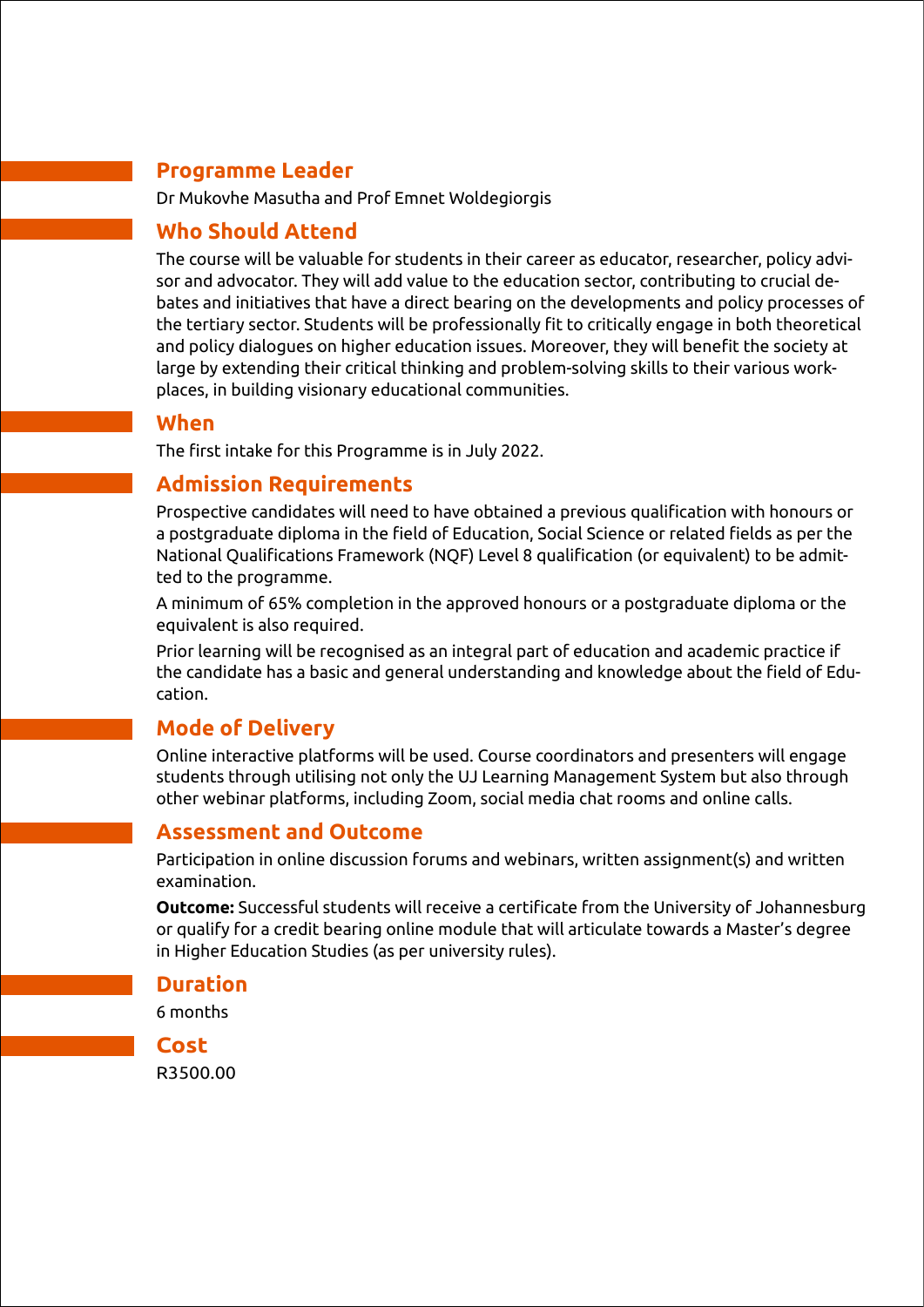## Programme Leader

Dr Mukovhe Masutha and Prof Emnet Woldegiorgis

## Who Should Attend

The course will be valuable for students in their career as educator, researcher, policy advisor and advocator. They will add value to the education sector, contributing to crucial debates and initiatives that have a direct bearing on the developments and policy processes of the tertiary sector. Students will be professionally fit to critically engage in both theoretical and policy dialogues on higher education issues. Moreover, they will benefit the society at large by extending their critical thinking and problem-solving skills to their various workplaces, in building visionary educational communities.

## When

The first intake for this Programme is in July 2022.

## Admission Requirements

Prospective candidates will need to have obtained a previous qualification with honours or a postgraduate diploma in the field of Education, Social Science or related fields as per the National Qualifications Framework (NQF) Level 8 qualification (or equivalent) to be admitted to the programme.

A minimum of 65% completion in the approved honours or a postgraduate diploma or the equivalent is also required.

Prior learning will be recognised as an integral part of education and academic practice if the candidate has a basic and general understanding and knowledge about the field of Education.

## Mode of Delivery

Online interactive platforms will be used. Course coordinators and presenters will engage students through utilising not only the UJ Learning Management System but also through other webinar platforms, including Zoom, social media chat rooms and online calls.

## Assessment and Outcome

Participation in online discussion forums and webinars, written assignment(s) and written examination.

**Outcome:** Successful students will receive a certificate from the University of Johannesburg or qualify for a credit bearing online module that will articulate towards a Master's degree in Higher Education Studies (as per university rules).

## Duration

6 months

## Cost

R3500.00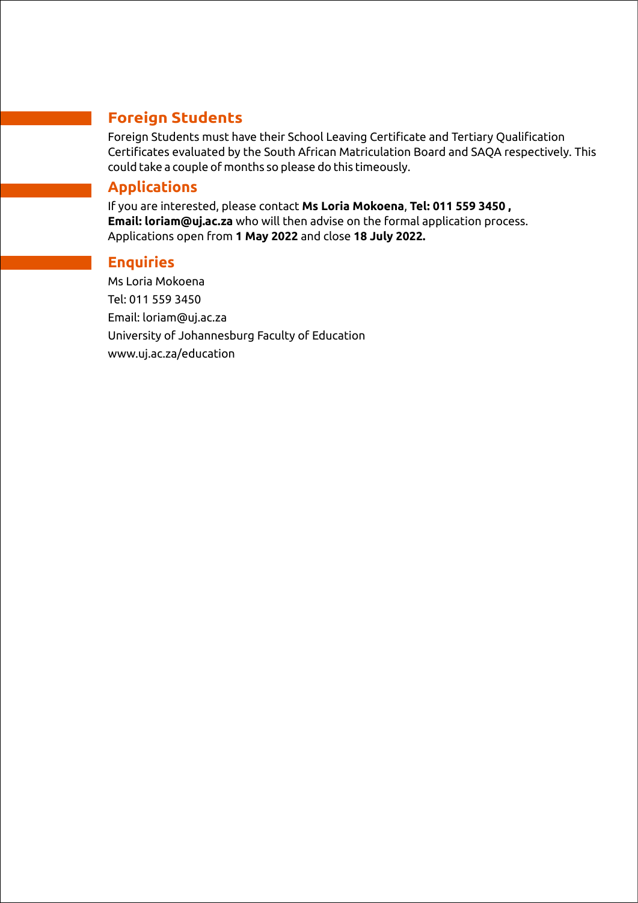## Foreign Students

Foreign Students must have their School Leaving Certificate and Tertiary Qualification Certificates evaluated by the South African Matriculation Board and SAQA respectively. This could take a couple of months so please do this timeously.

## Applications

If you are interested, please contact **Ms Loria Mokoena**, **Tel: 011 559 3450 , Email: loriam@uj.ac.za** who will then advise on the formal application process. Applications open from **1 May 2022** and close **18 July 2022.**

## Enquiries

Ms Loria Mokoena
Tel: 011 559 3450
Email: loriam@uj.ac.za
University of Johannesburg Faculty of Education
www.uj.ac.za/education